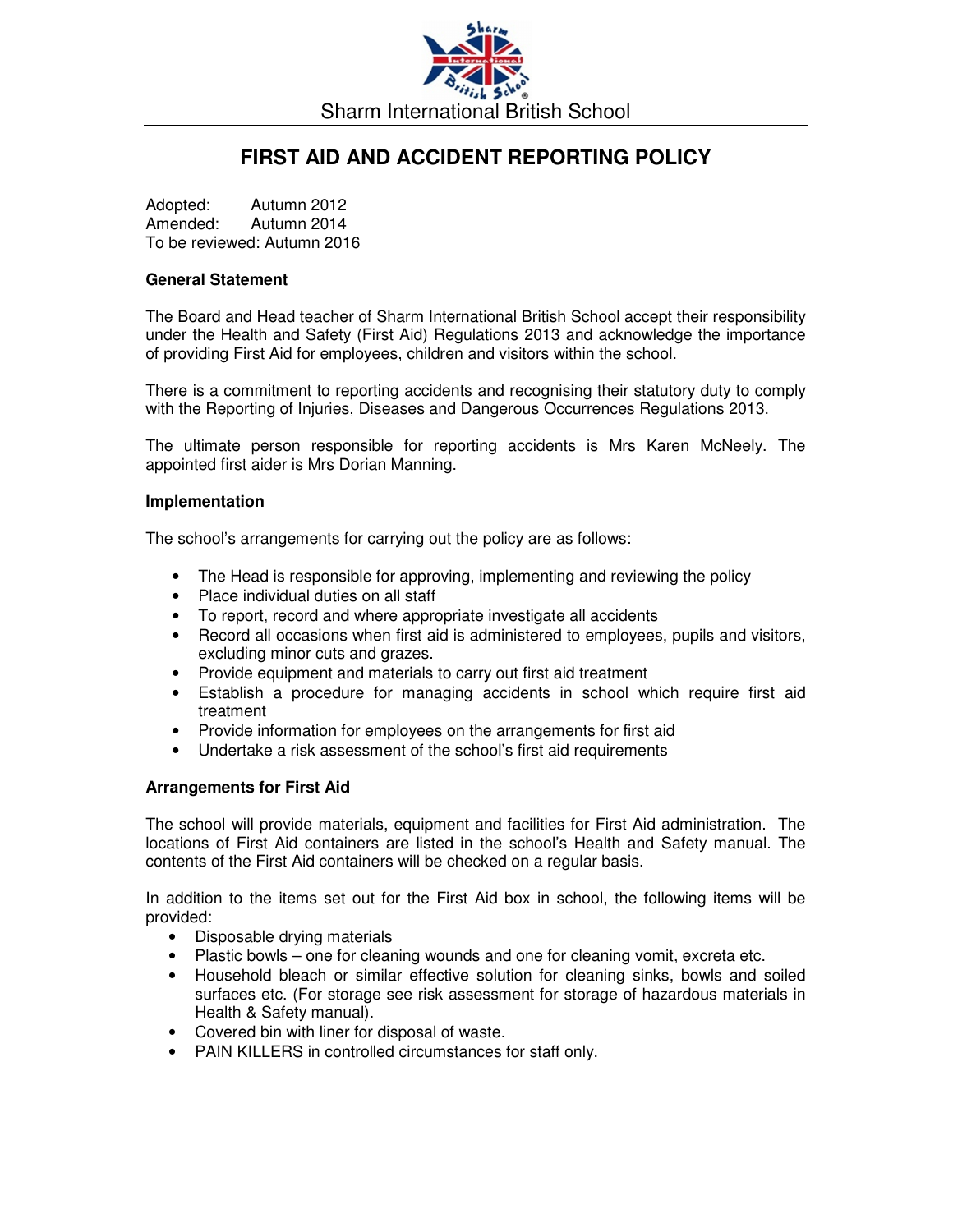Sharm International British School

# FIRST AID AND ACCIDENT REPORTING POLICY

Adopted: Autumn 2012
Amended: Autumn 2014
To be reviewed: Autumn 2016

**General Statement**

The Board and Head teacher of Sharm International British School accept their responsibility under the Health and Safety (First Aid) Regulations 2013 and acknowledge the importance of providing First Aid for employees, children and visitors within the school.

There is a commitment to reporting accidents and recognising their statutory duty to comply with the Reporting of Injuries, Diseases and Dangerous Occurrences Regulations 2013.

The ultimate person responsible for reporting accidents is Mrs Karen McNeely. The appointed first aider is Mrs Dorian Manning.

**Implementation**

The school's arrangements for carrying out the policy are as follows:

- The Head is responsible for approving, implementing and reviewing the policy
- Place individual duties on all staff
- To report, record and where appropriate investigate all accidents
- Record all occasions when first aid is administered to employees, pupils and visitors, excluding minor cuts and grazes.
- Provide equipment and materials to carry out first aid treatment
- Establish a procedure for managing accidents in school which require first aid treatment
- Provide information for employees on the arrangements for first aid
- Undertake a risk assessment of the school's first aid requirements

**Arrangements for First Aid**

The school will provide materials, equipment and facilities for First Aid administration. The locations of First Aid containers are listed in the school's Health and Safety manual. The contents of the First Aid containers will be checked on a regular basis.

In addition to the items set out for the First Aid box in school, the following items will be provided:

- Disposable drying materials
- Plastic bowls – one for cleaning wounds and one for cleaning vomit, excreta etc.
- Household bleach or similar effective solution for cleaning sinks, bowls and soiled surfaces etc. (For storage see risk assessment for storage of hazardous materials in Health & Safety manual).
- Covered bin with liner for disposal of waste.
- PAIN KILLERS in controlled circumstances for staff only.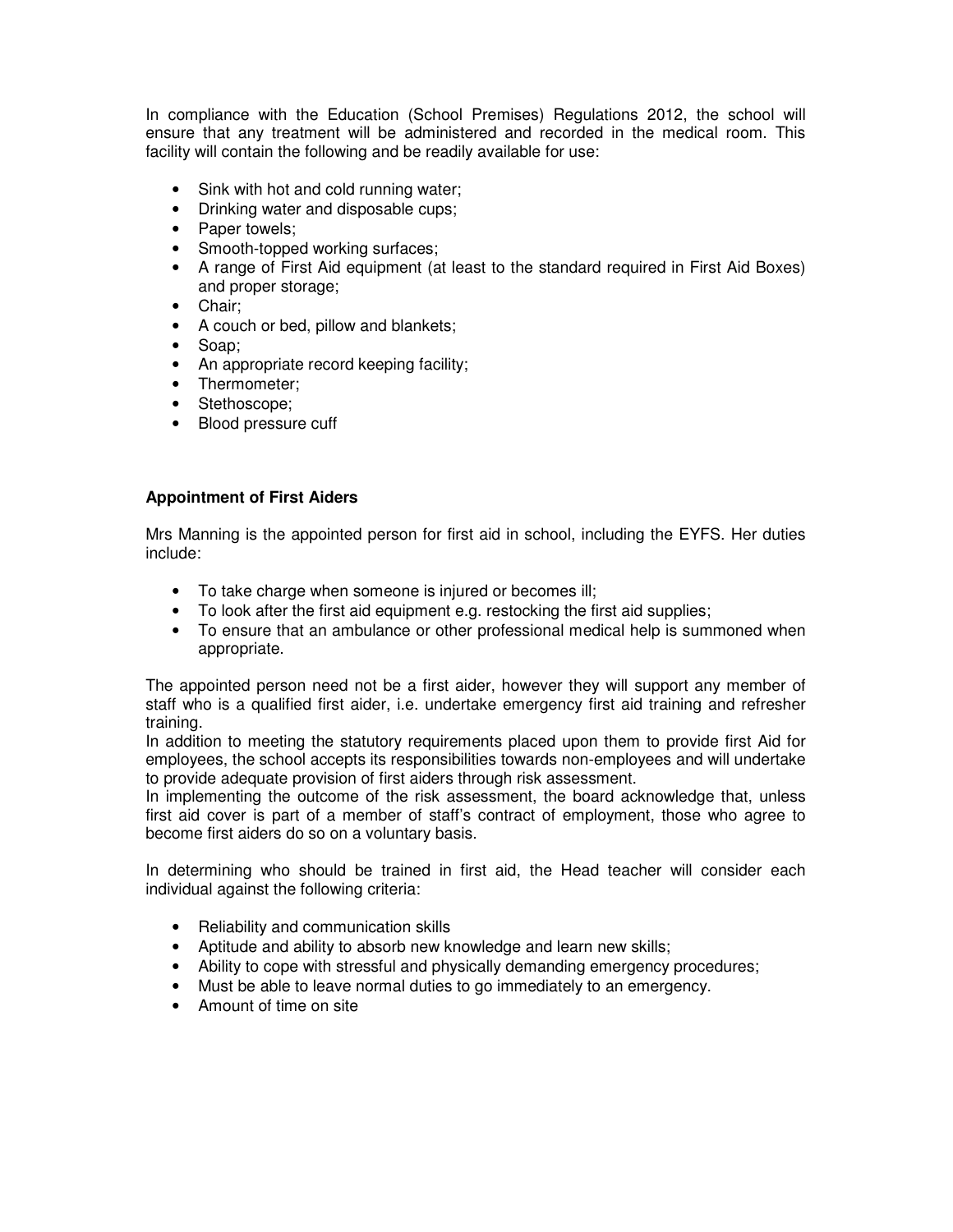In compliance with the Education (School Premises) Regulations 2012, the school will ensure that any treatment will be administered and recorded in the medical room. This facility will contain the following and be readily available for use:

- Sink with hot and cold running water;
- Drinking water and disposable cups;
- Paper towels;
- Smooth-topped working surfaces;
- A range of First Aid equipment (at least to the standard required in First Aid Boxes) and proper storage;
- Chair;
- A couch or bed, pillow and blankets;
- Soap;
- An appropriate record keeping facility;
- Thermometer;
- Stethoscope;
- Blood pressure cuff

**Appointment of First Aiders**

Mrs Manning is the appointed person for first aid in school, including the EYFS. Her duties include:

- To take charge when someone is injured or becomes ill;
- To look after the first aid equipment e.g. restocking the first aid supplies;
- To ensure that an ambulance or other professional medical help is summoned when appropriate.

The appointed person need not be a first aider, however they will support any member of staff who is a qualified first aider, i.e. undertake emergency first aid training and refresher training.
In addition to meeting the statutory requirements placed upon them to provide first Aid for employees, the school accepts its responsibilities towards non-employees and will undertake to provide adequate provision of first aiders through risk assessment.
In implementing the outcome of the risk assessment, the board acknowledge that, unless first aid cover is part of a member of staff's contract of employment, those who agree to become first aiders do so on a voluntary basis.

In determining who should be trained in first aid, the Head teacher will consider each individual against the following criteria:

- Reliability and communication skills
- Aptitude and ability to absorb new knowledge and learn new skills;
- Ability to cope with stressful and physically demanding emergency procedures;
- Must be able to leave normal duties to go immediately to an emergency.
- Amount of time on site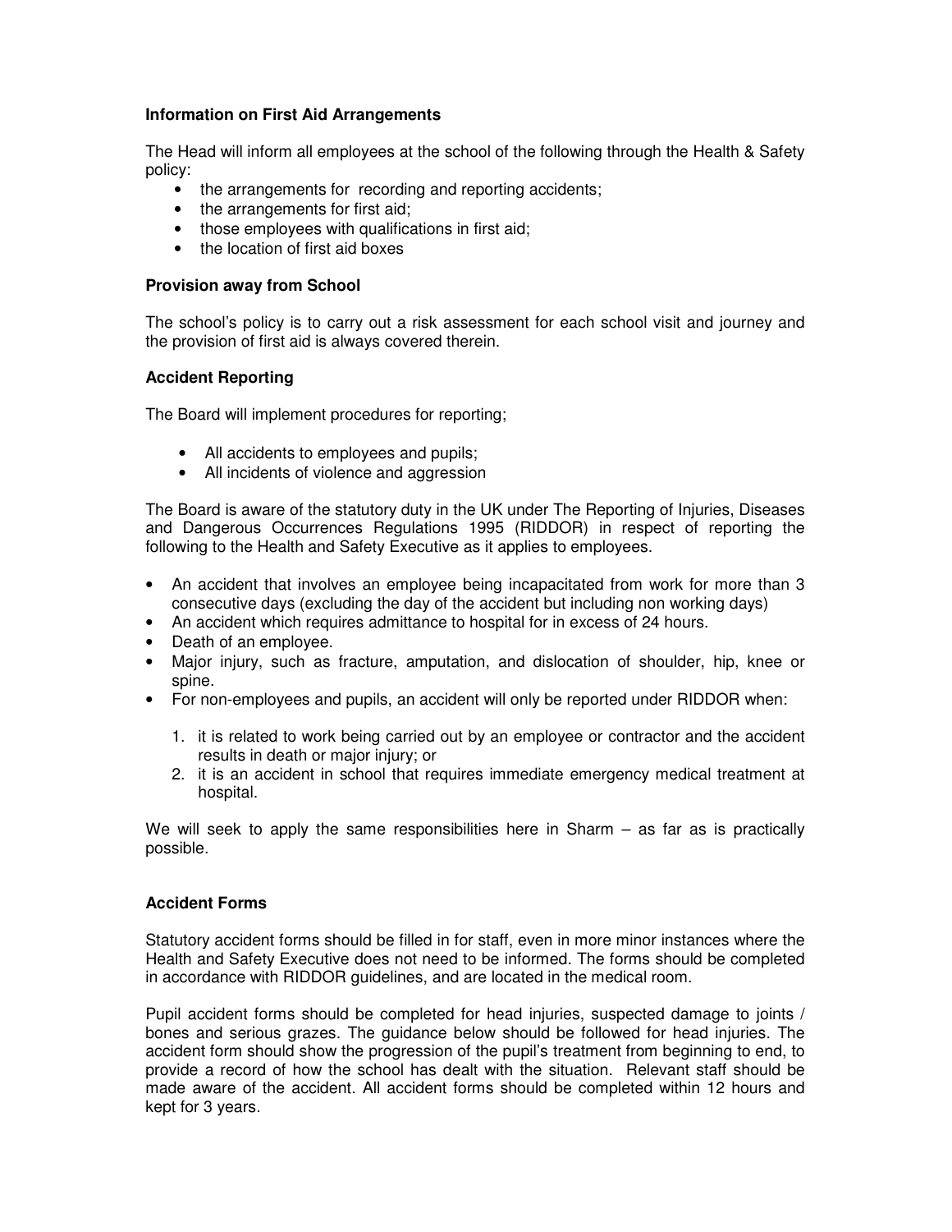**Information on First Aid Arrangements**

The Head will inform all employees at the school of the following through the Health & Safety policy:

- the arrangements for recording and reporting accidents;
- the arrangements for first aid;
- those employees with qualifications in first aid;
- the location of first aid boxes

**Provision away from School**

The school's policy is to carry out a risk assessment for each school visit and journey and the provision of first aid is always covered therein.

**Accident Reporting**

The Board will implement procedures for reporting;

- All accidents to employees and pupils;
- All incidents of violence and aggression

The Board is aware of the statutory duty in the UK under The Reporting of Injuries, Diseases and Dangerous Occurrences Regulations 1995 (RIDDOR) in respect of reporting the following to the Health and Safety Executive as it applies to employees.

- An accident that involves an employee being incapacitated from work for more than 3 consecutive days (excluding the day of the accident but including non working days)
- An accident which requires admittance to hospital for in excess of 24 hours.
- Death of an employee.
- Major injury, such as fracture, amputation, and dislocation of shoulder, hip, knee or spine.
- For non-employees and pupils, an accident will only be reported under RIDDOR when:
    1. it is related to work being carried out by an employee or contractor and the accident results in death or major injury; or
    2. it is an accident in school that requires immediate emergency medical treatment at hospital.

We will seek to apply the same responsibilities here in Sharm – as far as is practically possible.

**Accident Forms**

Statutory accident forms should be filled in for staff, even in more minor instances where the Health and Safety Executive does not need to be informed. The forms should be completed in accordance with RIDDOR guidelines, and are located in the medical room.

Pupil accident forms should be completed for head injuries, suspected damage to joints / bones and serious grazes. The guidance below should be followed for head injuries. The accident form should show the progression of the pupil's treatment from beginning to end, to provide a record of how the school has dealt with the situation. Relevant staff should be made aware of the accident. All accident forms should be completed within 12 hours and kept for 3 years.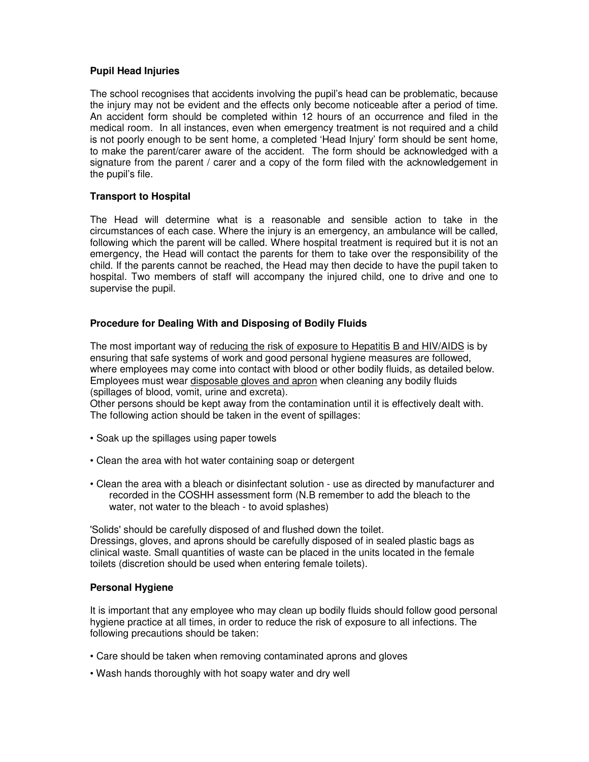**Pupil Head Injuries**

The school recognises that accidents involving the pupil's head can be problematic, because the injury may not be evident and the effects only become noticeable after a period of time. An accident form should be completed within 12 hours of an occurrence and filed in the medical room. In all instances, even when emergency treatment is not required and a child is not poorly enough to be sent home, a completed 'Head Injury' form should be sent home, to make the parent/carer aware of the accident. The form should be acknowledged with a signature from the parent / carer and a copy of the form filed with the acknowledgement in the pupil's file.

**Transport to Hospital**

The Head will determine what is a reasonable and sensible action to take in the circumstances of each case. Where the injury is an emergency, an ambulance will be called, following which the parent will be called. Where hospital treatment is required but it is not an emergency, the Head will contact the parents for them to take over the responsibility of the child. If the parents cannot be reached, the Head may then decide to have the pupil taken to hospital. Two members of staff will accompany the injured child, one to drive and one to supervise the pupil.

**Procedure for Dealing With and Disposing of Bodily Fluids**

The most important way of <u>reducing the risk of exposure to Hepatitis B and HIV/AIDS</u> is by ensuring that safe systems of work and good personal hygiene measures are followed, where employees may come into contact with blood or other bodily fluids, as detailed below. Employees must wear <u>disposable gloves and apron</u> when cleaning any bodily fluids (spillages of blood, vomit, urine and excreta).
Other persons should be kept away from the contamination until it is effectively dealt with. The following action should be taken in the event of spillages:

- Soak up the spillages using paper towels
- Clean the area with hot water containing soap or detergent
- Clean the area with a bleach or disinfectant solution - use as directed by manufacturer and recorded in the COSHH assessment form (N.B remember to add the bleach to the water, not water to the bleach - to avoid splashes)

'Solids' should be carefully disposed of and flushed down the toilet.
Dressings, gloves, and aprons should be carefully disposed of in sealed plastic bags as clinical waste. Small quantities of waste can be placed in the units located in the female toilets (discretion should be used when entering female toilets).

**Personal Hygiene**

It is important that any employee who may clean up bodily fluids should follow good personal hygiene practice at all times, in order to reduce the risk of exposure to all infections. The following precautions should be taken:

- Care should be taken when removing contaminated aprons and gloves
- Wash hands thoroughly with hot soapy water and dry well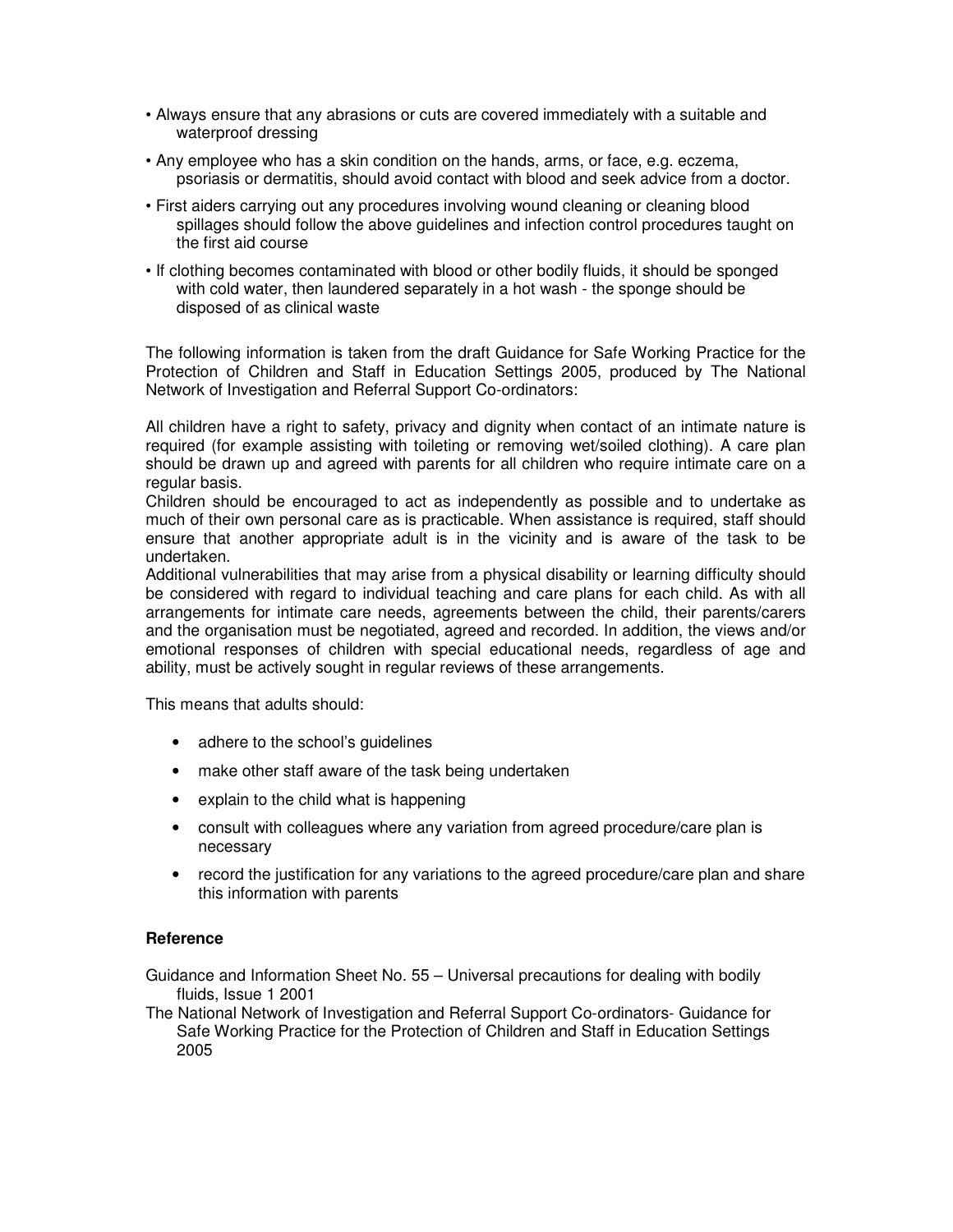- Always ensure that any abrasions or cuts are covered immediately with a suitable and waterproof dressing
- Any employee who has a skin condition on the hands, arms, or face, e.g. eczema, psoriasis or dermatitis, should avoid contact with blood and seek advice from a doctor.
- First aiders carrying out any procedures involving wound cleaning or cleaning blood spillages should follow the above guidelines and infection control procedures taught on the first aid course
- If clothing becomes contaminated with blood or other bodily fluids, it should be sponged with cold water, then laundered separately in a hot wash - the sponge should be disposed of as clinical waste

The following information is taken from the draft Guidance for Safe Working Practice for the Protection of Children and Staff in Education Settings 2005, produced by The National Network of Investigation and Referral Support Co-ordinators:

All children have a right to safety, privacy and dignity when contact of an intimate nature is required (for example assisting with toileting or removing wet/soiled clothing). A care plan should be drawn up and agreed with parents for all children who require intimate care on a regular basis.

Children should be encouraged to act as independently as possible and to undertake as much of their own personal care as is practicable. When assistance is required, staff should ensure that another appropriate adult is in the vicinity and is aware of the task to be undertaken.

Additional vulnerabilities that may arise from a physical disability or learning difficulty should be considered with regard to individual teaching and care plans for each child. As with all arrangements for intimate care needs, agreements between the child, their parents/carers and the organisation must be negotiated, agreed and recorded. In addition, the views and/or emotional responses of children with special educational needs, regardless of age and ability, must be actively sought in regular reviews of these arrangements.

This means that adults should:

- adhere to the school's guidelines
- make other staff aware of the task being undertaken
- explain to the child what is happening
- consult with colleagues where any variation from agreed procedure/care plan is necessary
- record the justification for any variations to the agreed procedure/care plan and share this information with parents

**Reference**

Guidance and Information Sheet No. 55 – Universal precautions for dealing with bodily fluids, Issue 1 2001

The National Network of Investigation and Referral Support Co-ordinators- Guidance for Safe Working Practice for the Protection of Children and Staff in Education Settings 2005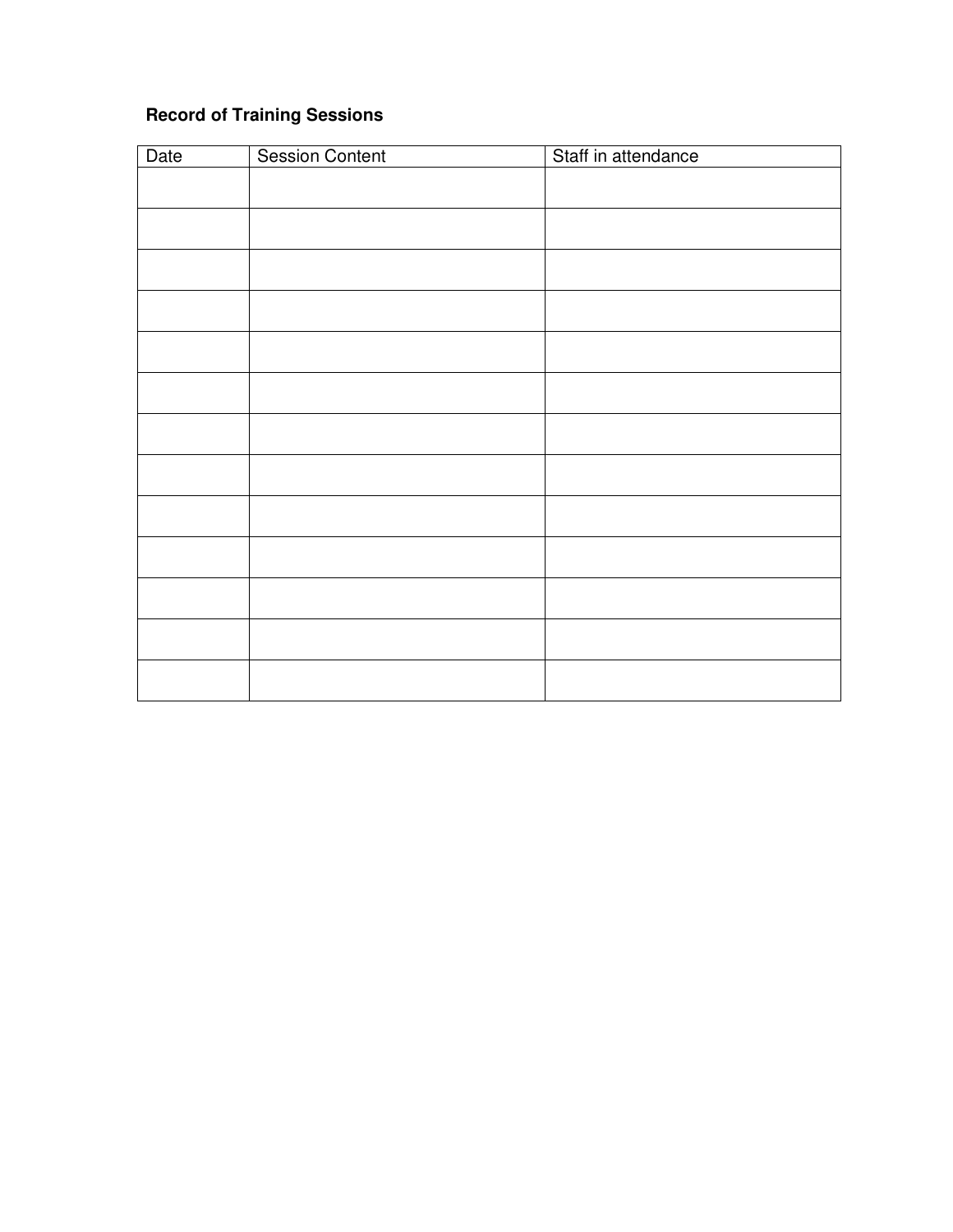**Record of Training Sessions**

| Date | Session Content | Staff in attendance |
|---|---|---|
| | | |
| | | |
| | | |
| | | |
| | | |
| | | |
| | | |
| | | |
| | | |
| | | |
| | | |
| | | |
| | | |